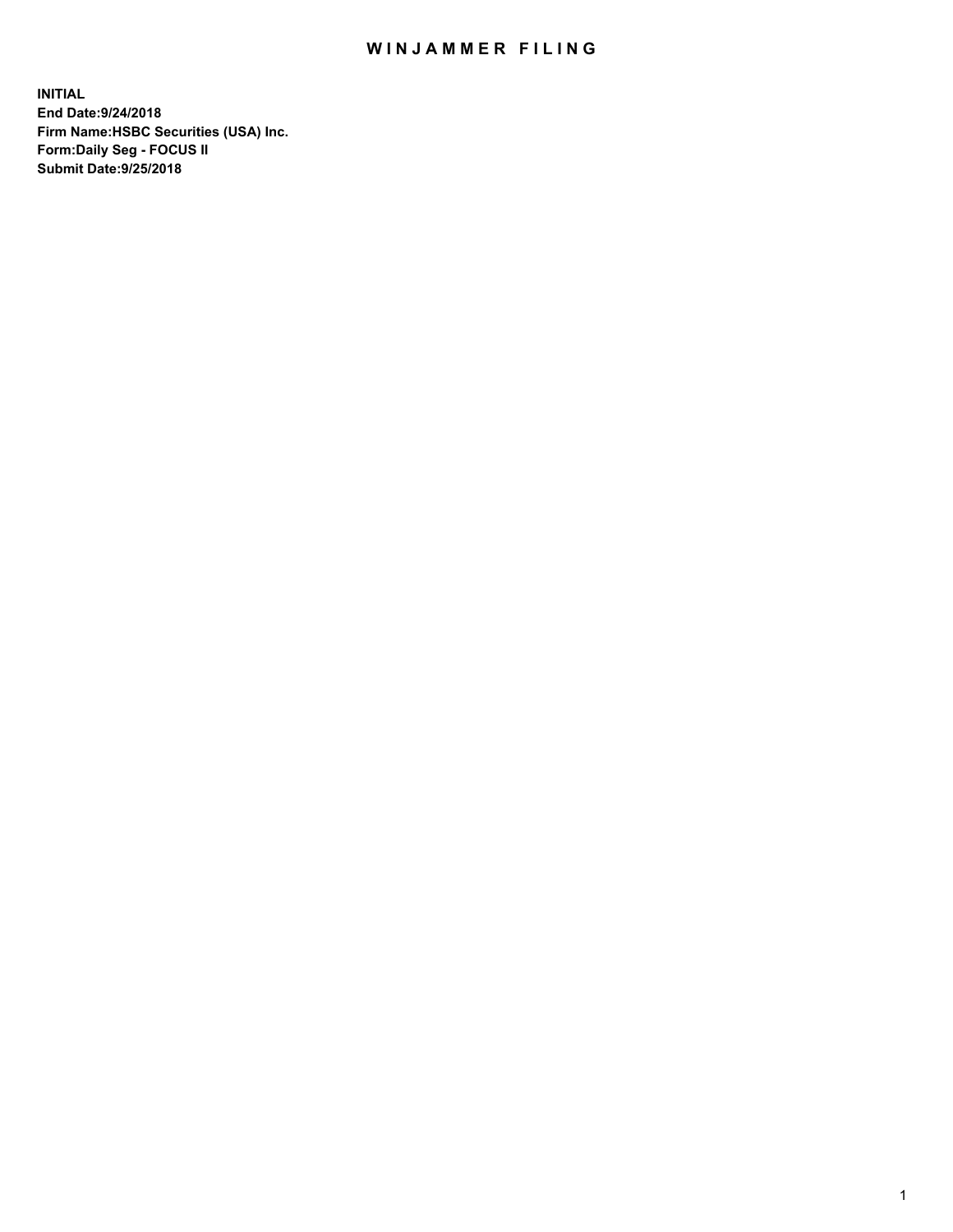# WINJAMMER FILING

**INITIAL**
**End Date:9/24/2018**
**Firm Name:HSBC Securities (USA) Inc.**
**Form:Daily Seg - FOCUS II**
**Submit Date:9/25/2018**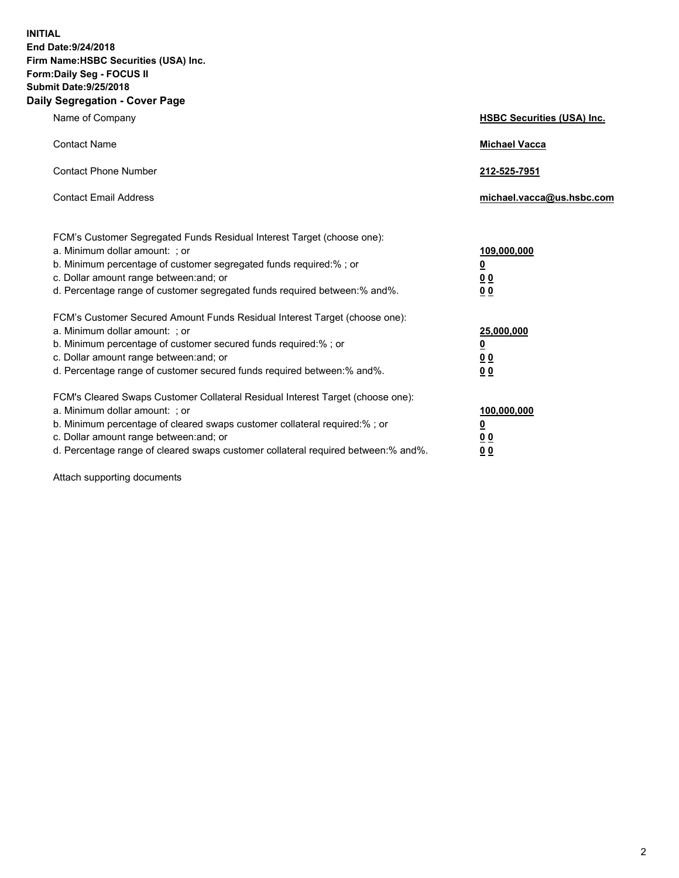**INITIAL**
**End Date:9/24/2018**
**Firm Name:HSBC Securities (USA) Inc.**
**Form:Daily Seg - FOCUS II**
**Submit Date:9/25/2018**

## Daily Segregation - Cover Page

| | |
|---|---|
| Name of Company | **HSBC Securities (USA) Inc.** |
| Contact Name | **Michael Vacca** |
| Contact Phone Number | **212-525-7951** |
| Contact Email Address | **michael.vacca@us.hsbc.com** |

| | |
|---|---|
| FCM's Customer Segregated Funds Residual Interest Target (choose one): | |
| a. Minimum dollar amount: ; or | **109,000,000** |
| b. Minimum percentage of customer segregated funds required:% ; or | **0** |
| c. Dollar amount range between:and; or | **0 0** |
| d. Percentage range of customer segregated funds required between:% and%. | **0 0** |
| FCM's Customer Secured Amount Funds Residual Interest Target (choose one): | |
| a. Minimum dollar amount: ; or | **25,000,000** |
| b. Minimum percentage of customer secured funds required:% ; or | **0** |
| c. Dollar amount range between:and; or | **0 0** |
| d. Percentage range of customer secured funds required between:% and%. | **0 0** |
| FCM's Cleared Swaps Customer Collateral Residual Interest Target (choose one): | |
| a. Minimum dollar amount: ; or | **100,000,000** |
| b. Minimum percentage of cleared swaps customer collateral required:% ; or | **0** |
| c. Dollar amount range between:and; or | **0 0** |
| d. Percentage range of cleared swaps customer collateral required between:% and%. | **0 0** |

Attach supporting documents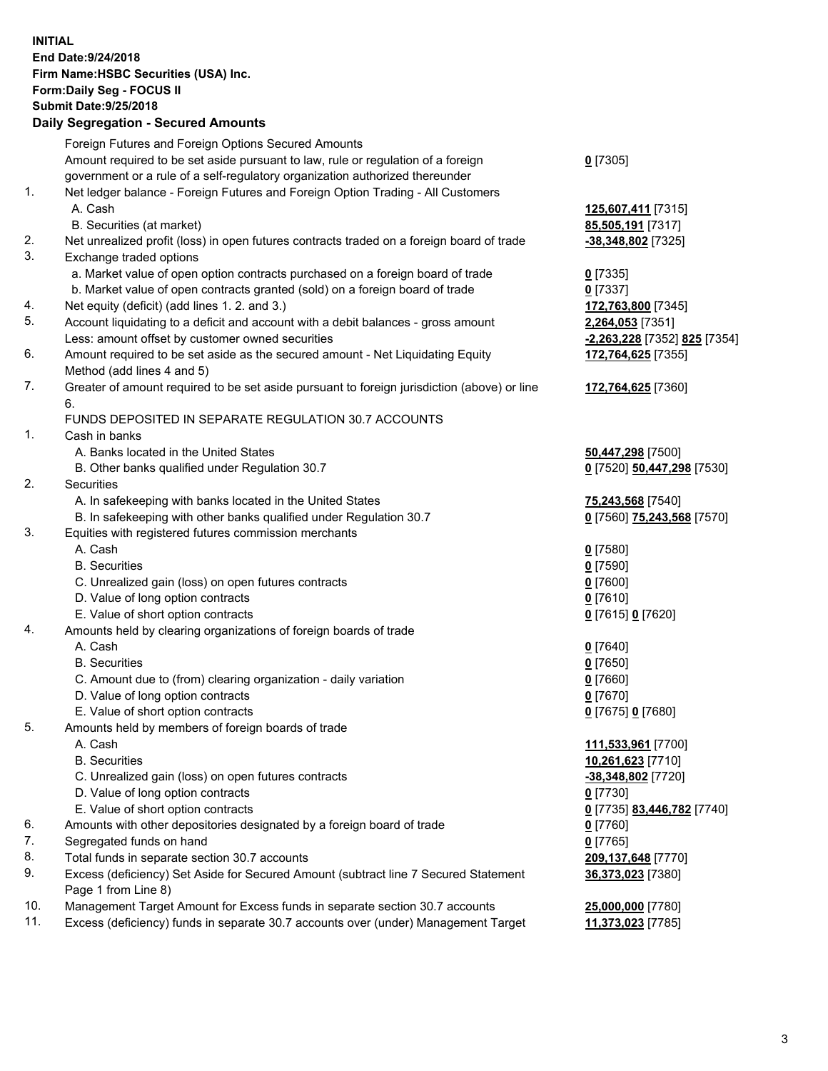**INITIAL**
**End Date:9/24/2018**
**Firm Name:HSBC Securities (USA) Inc.**
**Form:Daily Seg - FOCUS II**
**Submit Date:9/25/2018**

## Daily Segregation - Secured Amounts

| | | |
|---|---|---|
| | Foreign Futures and Foreign Options Secured Amounts | |
| | Amount required to be set aside pursuant to law, rule or regulation of a foreign government or a rule of a self-regulatory organization authorized thereunder | **0** [7305] |
| 1. | Net ledger balance - Foreign Futures and Foreign Option Trading - All Customers | |
| | A. Cash | **125,607,411** [7315] |
| | B. Securities (at market) | **85,505,191** [7317] |
| 2. | Net unrealized profit (loss) in open futures contracts traded on a foreign board of trade | **-38,348,802** [7325] |
| 3. | Exchange traded options | |
| | a. Market value of open option contracts purchased on a foreign board of trade | **0** [7335] |
| | b. Market value of open contracts granted (sold) on a foreign board of trade | **0** [7337] |
| 4. | Net equity (deficit) (add lines 1. 2. and 3.) | **172,763,800** [7345] |
| 5. | Account liquidating to a deficit and account with a debit balances - gross amount | **2,264,053** [7351] |
| | Less: amount offset by customer owned securities | **-2,263,228** [7352] **825** [7354] |
| 6. | Amount required to be set aside as the secured amount - Net Liquidating Equity Method (add lines 4 and 5) | **172,764,625** [7355] |
| 7. | Greater of amount required to be set aside pursuant to foreign jurisdiction (above) or line 6. | **172,764,625** [7360] |
| | FUNDS DEPOSITED IN SEPARATE REGULATION 30.7 ACCOUNTS | |
| 1. | Cash in banks | |
| | A. Banks located in the United States | **50,447,298** [7500] |
| | B. Other banks qualified under Regulation 30.7 | **0** [7520] **50,447,298** [7530] |
| 2. | Securities | |
| | A. In safekeeping with banks located in the United States | **75,243,568** [7540] |
| | B. In safekeeping with other banks qualified under Regulation 30.7 | **0** [7560] **75,243,568** [7570] |
| 3. | Equities with registered futures commission merchants | |
| | A. Cash | **0** [7580] |
| | B. Securities | **0** [7590] |
| | C. Unrealized gain (loss) on open futures contracts | **0** [7600] |
| | D. Value of long option contracts | **0** [7610] |
| | E. Value of short option contracts | **0** [7615] **0** [7620] |
| 4. | Amounts held by clearing organizations of foreign boards of trade | |
| | A. Cash | **0** [7640] |
| | B. Securities | **0** [7650] |
| | C. Amount due to (from) clearing organization - daily variation | **0** [7660] |
| | D. Value of long option contracts | **0** [7670] |
| | E. Value of short option contracts | **0** [7675] **0** [7680] |
| 5. | Amounts held by members of foreign boards of trade | |
| | A. Cash | **111,533,961** [7700] |
| | B. Securities | **10,261,623** [7710] |
| | C. Unrealized gain (loss) on open futures contracts | **-38,348,802** [7720] |
| | D. Value of long option contracts | **0** [7730] |
| | E. Value of short option contracts | **0** [7735] **83,446,782** [7740] |
| 6. | Amounts with other depositories designated by a foreign board of trade | **0** [7760] |
| 7. | Segregated funds on hand | **0** [7765] |
| 8. | Total funds in separate section 30.7 accounts | **209,137,648** [7770] |
| 9. | Excess (deficiency) Set Aside for Secured Amount (subtract line 7 Secured Statement Page 1 from Line 8) | **36,373,023** [7380] |
| 10. | Management Target Amount for Excess funds in separate section 30.7 accounts | **25,000,000** [7780] |
| 11. | Excess (deficiency) funds in separate 30.7 accounts over (under) Management Target | **11,373,023** [7785] |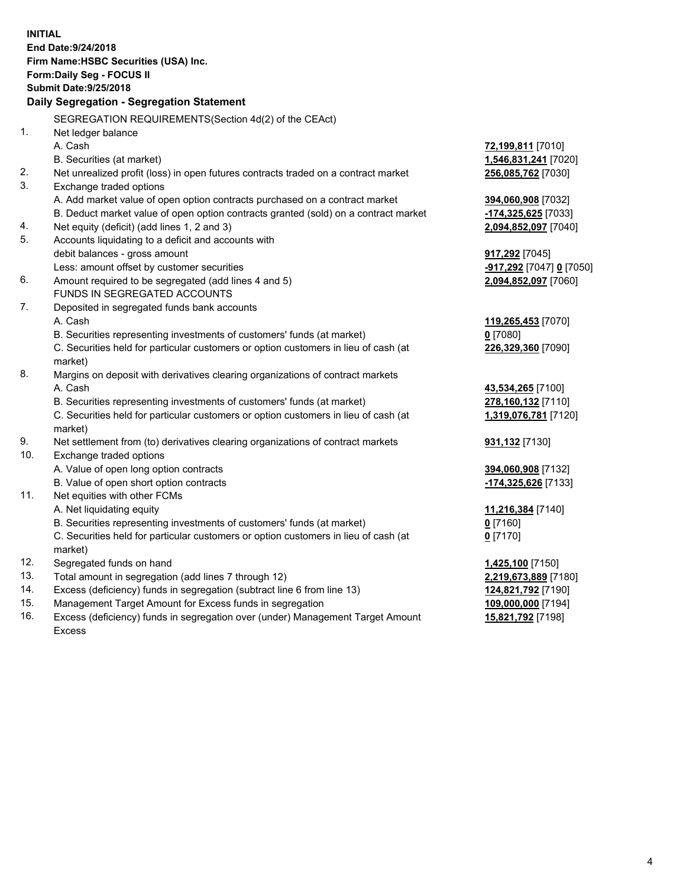**INITIAL**
**End Date:9/24/2018**
**Firm Name:HSBC Securities (USA) Inc.**
**Form:Daily Seg - FOCUS II**
**Submit Date:9/25/2018**

## Daily Segregation - Segregation Statement

SEGREGATION REQUIREMENTS(Section 4d(2) of the CEAct)

| | | |
|---|---|---|
| 1. | Net ledger balance | |
| | A. Cash | **72,199,811** [7010] |
| | B. Securities (at market) | **1,546,831,241** [7020] |
| 2. | Net unrealized profit (loss) in open futures contracts traded on a contract market | **256,085,762** [7030] |
| 3. | Exchange traded options | |
| | A. Add market value of open option contracts purchased on a contract market | **394,060,908** [7032] |
| | B. Deduct market value of open option contracts granted (sold) on a contract market | **-174,325,625** [7033] |
| 4. | Net equity (deficit) (add lines 1, 2 and 3) | **2,094,852,097** [7040] |
| 5. | Accounts liquidating to a deficit and accounts with debit balances - gross amount | **917,292** [7045] |
| | Less: amount offset by customer securities | **-917,292** [7047] **0** [7050] |
| 6. | Amount required to be segregated (add lines 4 and 5) | **2,094,852,097** [7060] |
| | FUNDS IN SEGREGATED ACCOUNTS | |
| 7. | Deposited in segregated funds bank accounts | |
| | A. Cash | **119,265,453** [7070] |
| | B. Securities representing investments of customers' funds (at market) | **0** [7080] |
| | C. Securities held for particular customers or option customers in lieu of cash (at market) | **226,329,360** [7090] |
| 8. | Margins on deposit with derivatives clearing organizations of contract markets | |
| | A. Cash | **43,534,265** [7100] |
| | B. Securities representing investments of customers' funds (at market) | **278,160,132** [7110] |
| | C. Securities held for particular customers or option customers in lieu of cash (at market) | **1,319,076,781** [7120] |
| 9. | Net settlement from (to) derivatives clearing organizations of contract markets | **931,132** [7130] |
| 10. | Exchange traded options | |
| | A. Value of open long option contracts | **394,060,908** [7132] |
| | B. Value of open short option contracts | **-174,325,626** [7133] |
| 11. | Net equities with other FCMs | |
| | A. Net liquidating equity | **11,216,384** [7140] |
| | B. Securities representing investments of customers' funds (at market) | **0** [7160] |
| | C. Securities held for particular customers or option customers in lieu of cash (at market) | **0** [7170] |
| 12. | Segregated funds on hand | **1,425,100** [7150] |
| 13. | Total amount in segregation (add lines 7 through 12) | **2,219,673,889** [7180] |
| 14. | Excess (deficiency) funds in segregation (subtract line 6 from line 13) | **124,821,792** [7190] |
| 15. | Management Target Amount for Excess funds in segregation | **109,000,000** [7194] |
| 16. | Excess (deficiency) funds in segregation over (under) Management Target Amount Excess | **15,821,792** [7198] |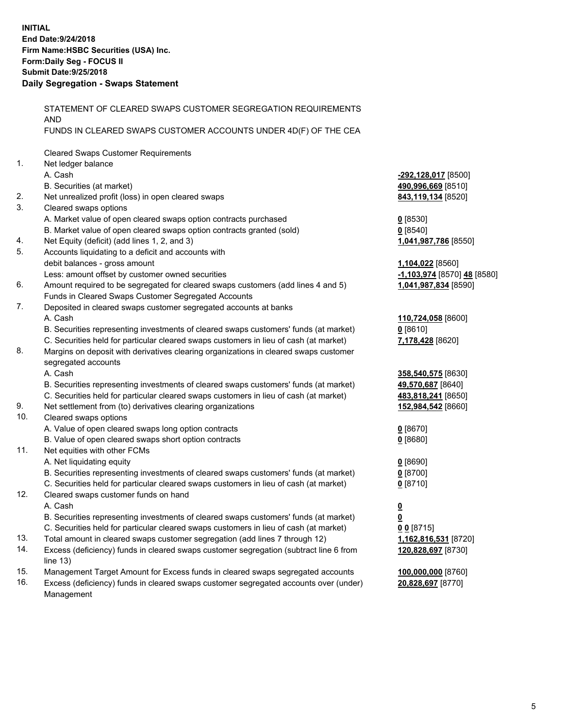**INITIAL**
**End Date:9/24/2018**
**Firm Name:HSBC Securities (USA) Inc.**
**Form:Daily Seg - FOCUS II**
**Submit Date:9/25/2018**
**Daily Segregation - Swaps Statement**

STATEMENT OF CLEARED SWAPS CUSTOMER SEGREGATION REQUIREMENTS AND FUNDS IN CLEARED SWAPS CUSTOMER ACCOUNTS UNDER 4D(F) OF THE CEA

| | | |
|---|---|---|
| | Cleared Swaps Customer Requirements | |
| 1. | Net ledger balance | |
| | A. Cash | **-292,128,017** [8500] |
| | B. Securities (at market) | **490,996,669** [8510] |
| 2. | Net unrealized profit (loss) in open cleared swaps | **843,119,134** [8520] |
| 3. | Cleared swaps options | |
| | A. Market value of open cleared swaps option contracts purchased | **0** [8530] |
| | B. Market value of open cleared swaps option contracts granted (sold) | **0** [8540] |
| 4. | Net Equity (deficit) (add lines 1, 2, and 3) | **1,041,987,786** [8550] |
| 5. | Accounts liquidating to a deficit and accounts with debit balances - gross amount | **1,104,022** [8560] |
| | Less: amount offset by customer owned securities | **-1,103,974** [8570] **48** [8580] |
| 6. | Amount required to be segregated for cleared swaps customers (add lines 4 and 5) | **1,041,987,834** [8590] |
| | Funds in Cleared Swaps Customer Segregated Accounts | |
| 7. | Deposited in cleared swaps customer segregated accounts at banks | |
| | A. Cash | **110,724,058** [8600] |
| | B. Securities representing investments of cleared swaps customers' funds (at market) | **0** [8610] |
| | C. Securities held for particular cleared swaps customers in lieu of cash (at market) | **7,178,428** [8620] |
| 8. | Margins on deposit with derivatives clearing organizations in cleared swaps customer segregated accounts | |
| | A. Cash | **358,540,575** [8630] |
| | B. Securities representing investments of cleared swaps customers' funds (at market) | **49,570,687** [8640] |
| | C. Securities held for particular cleared swaps customers in lieu of cash (at market) | **483,818,241** [8650] |
| 9. | Net settlement from (to) derivatives clearing organizations | **152,984,542** [8660] |
| 10. | Cleared swaps options | |
| | A. Value of open cleared swaps long option contracts | **0** [8670] |
| | B. Value of open cleared swaps short option contracts | **0** [8680] |
| 11. | Net equities with other FCMs | |
| | A. Net liquidating equity | **0** [8690] |
| | B. Securities representing investments of cleared swaps customers' funds (at market) | **0** [8700] |
| | C. Securities held for particular cleared swaps customers in lieu of cash (at market) | **0** [8710] |
| 12. | Cleared swaps customer funds on hand | |
| | A. Cash | **0** |
| | B. Securities representing investments of cleared swaps customers' funds (at market) | **0** |
| | C. Securities held for particular cleared swaps customers in lieu of cash (at market) | **0** **0** [8715] |
| 13. | Total amount in cleared swaps customer segregation (add lines 7 through 12) | **1,162,816,531** [8720] |
| 14. | Excess (deficiency) funds in cleared swaps customer segregation (subtract line 6 from line 13) | **120,828,697** [8730] |
| 15. | Management Target Amount for Excess funds in cleared swaps segregated accounts | **100,000,000** [8760] |
| 16. | Excess (deficiency) funds in cleared swaps customer segregated accounts over (under) Management | **20,828,697** [8770] |